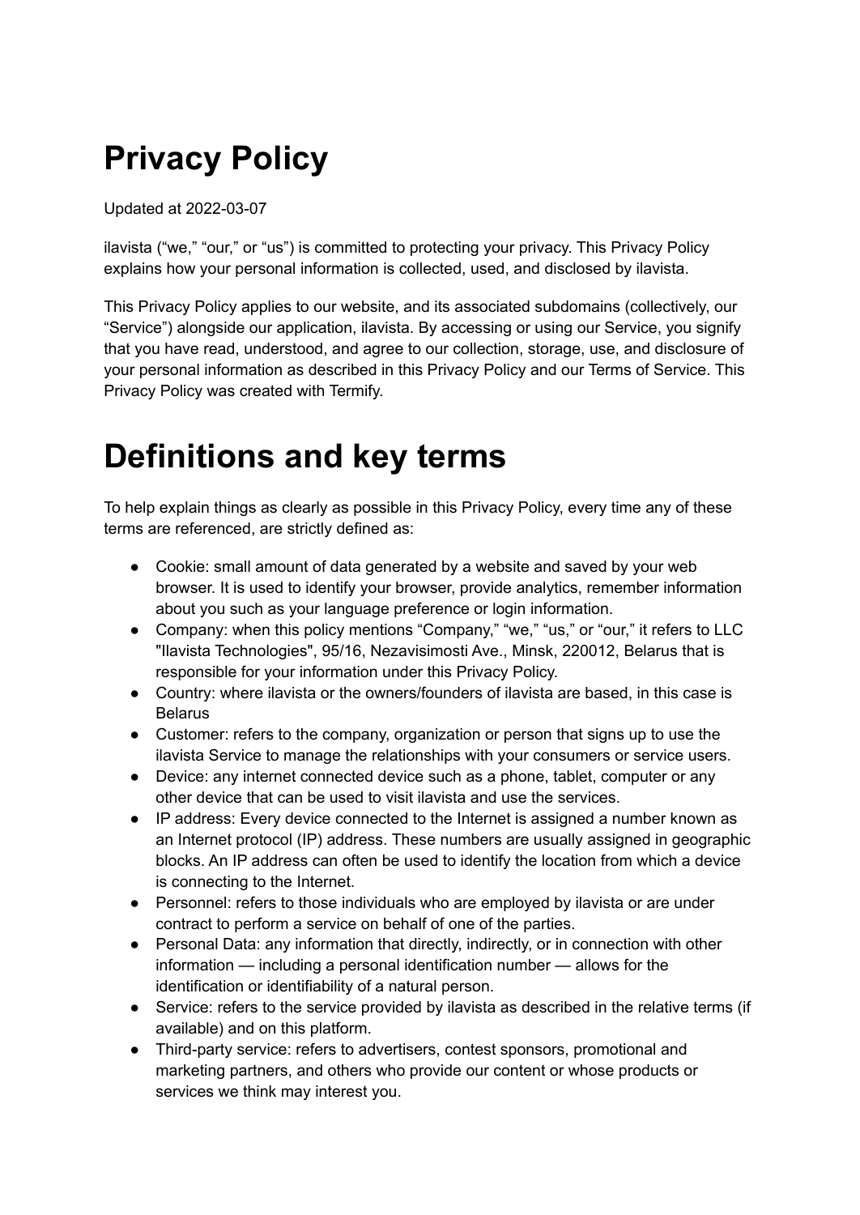# Privacy Policy

Updated at 2022-03-07

ilavista (“we,” “our,” or “us”) is committed to protecting your privacy. This Privacy Policy explains how your personal information is collected, used, and disclosed by ilavista.

This Privacy Policy applies to our website, and its associated subdomains (collectively, our “Service”) alongside our application, ilavista. By accessing or using our Service, you signify that you have read, understood, and agree to our collection, storage, use, and disclosure of your personal information as described in this Privacy Policy and our Terms of Service. This Privacy Policy was created with Termify.

# Definitions and key terms

To help explain things as clearly as possible in this Privacy Policy, every time any of these terms are referenced, are strictly defined as:

- Cookie: small amount of data generated by a website and saved by your web browser. It is used to identify your browser, provide analytics, remember information about you such as your language preference or login information.
- Company: when this policy mentions “Company,” “we,” “us,” or “our,” it refers to LLC "Ilavista Technologies", 95/16, Nezavisimosti Ave., Minsk, 220012, Belarus that is responsible for your information under this Privacy Policy.
- Country: where ilavista or the owners/founders of ilavista are based, in this case is Belarus
- Customer: refers to the company, organization or person that signs up to use the ilavista Service to manage the relationships with your consumers or service users.
- Device: any internet connected device such as a phone, tablet, computer or any other device that can be used to visit ilavista and use the services.
- IP address: Every device connected to the Internet is assigned a number known as an Internet protocol (IP) address. These numbers are usually assigned in geographic blocks. An IP address can often be used to identify the location from which a device is connecting to the Internet.
- Personnel: refers to those individuals who are employed by ilavista or are under contract to perform a service on behalf of one of the parties.
- Personal Data: any information that directly, indirectly, or in connection with other information — including a personal identification number — allows for the identification or identifiability of a natural person.
- Service: refers to the service provided by ilavista as described in the relative terms (if available) and on this platform.
- Third-party service: refers to advertisers, contest sponsors, promotional and marketing partners, and others who provide our content or whose products or services we think may interest you.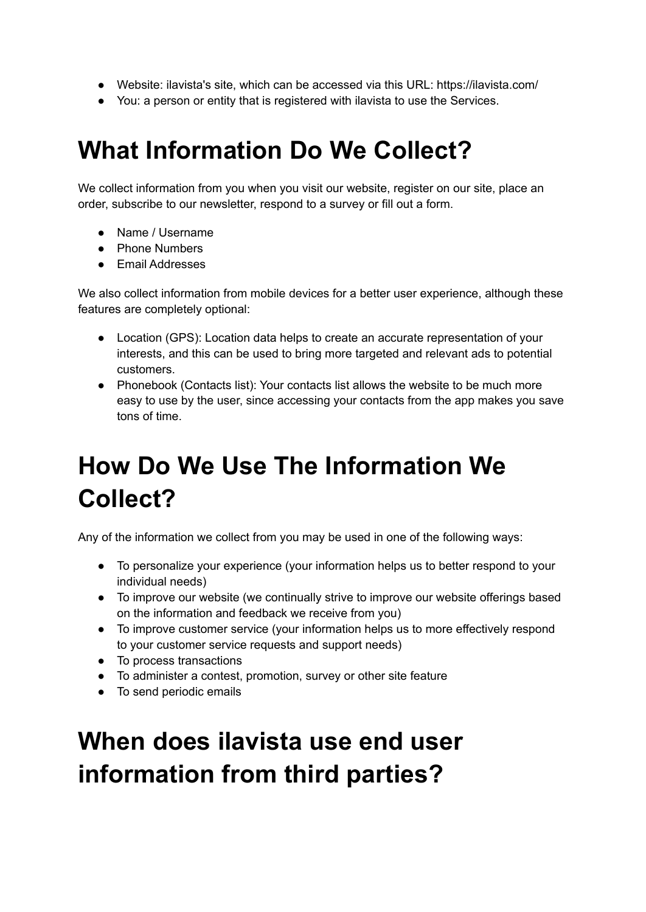- Website: ilavista's site, which can be accessed via this URL: https://ilavista.com/
- You: a person or entity that is registered with ilavista to use the Services.

# What Information Do We Collect?

We collect information from you when you visit our website, register on our site, place an order, subscribe to our newsletter, respond to a survey or fill out a form.

- Name / Username
- Phone Numbers
- Email Addresses

We also collect information from mobile devices for a better user experience, although these features are completely optional:

- Location (GPS): Location data helps to create an accurate representation of your interests, and this can be used to bring more targeted and relevant ads to potential customers.
- Phonebook (Contacts list): Your contacts list allows the website to be much more easy to use by the user, since accessing your contacts from the app makes you save tons of time.

# How Do We Use The Information We Collect?

Any of the information we collect from you may be used in one of the following ways:

- To personalize your experience (your information helps us to better respond to your individual needs)
- To improve our website (we continually strive to improve our website offerings based on the information and feedback we receive from you)
- To improve customer service (your information helps us to more effectively respond to your customer service requests and support needs)
- To process transactions
- To administer a contest, promotion, survey or other site feature
- To send periodic emails

# When does ilavista use end user information from third parties?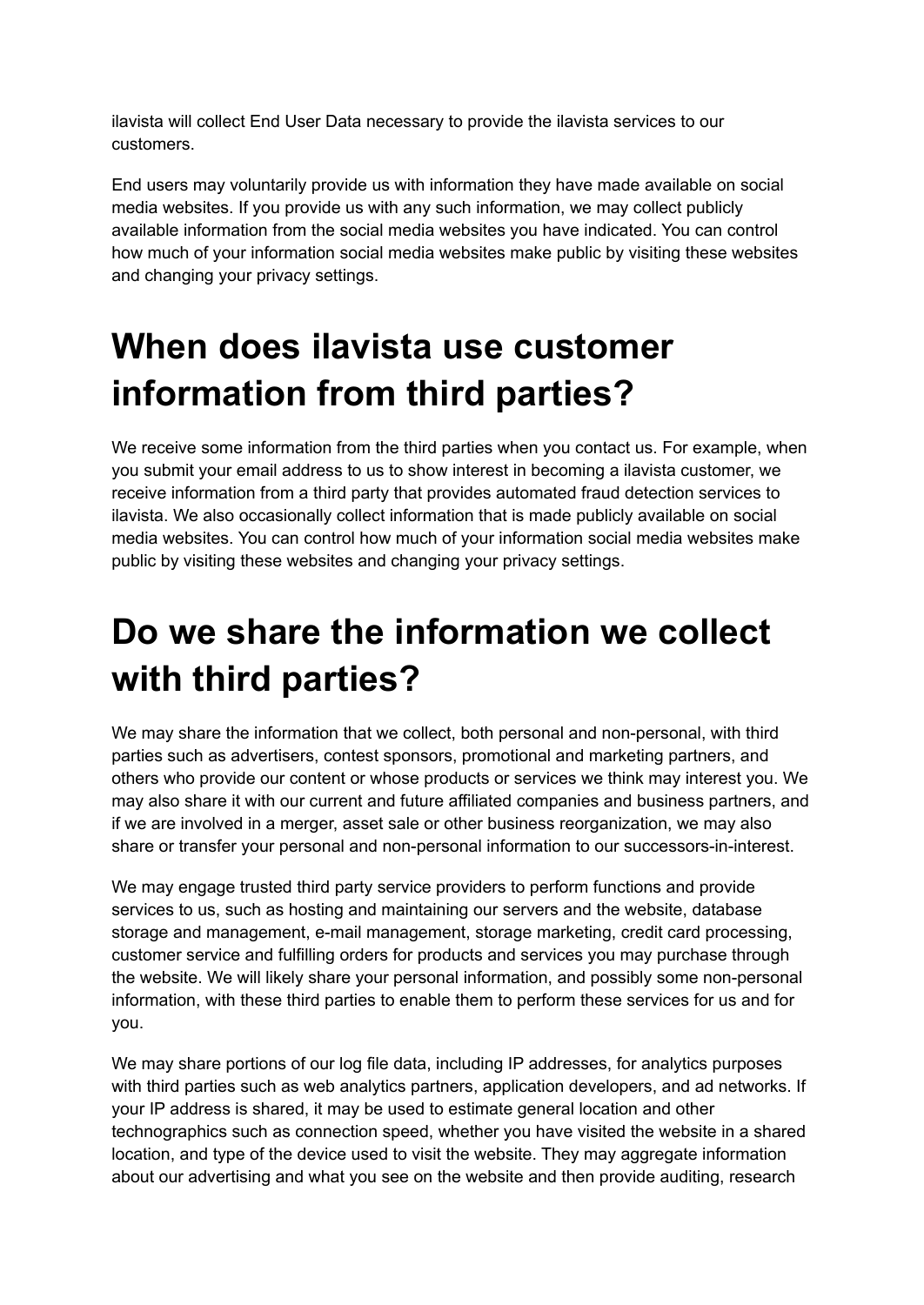ilavista will collect End User Data necessary to provide the ilavista services to our customers.

End users may voluntarily provide us with information they have made available on social media websites. If you provide us with any such information, we may collect publicly available information from the social media websites you have indicated. You can control how much of your information social media websites make public by visiting these websites and changing your privacy settings.

# When does ilavista use customer information from third parties?

We receive some information from the third parties when you contact us. For example, when you submit your email address to us to show interest in becoming a ilavista customer, we receive information from a third party that provides automated fraud detection services to ilavista. We also occasionally collect information that is made publicly available on social media websites. You can control how much of your information social media websites make public by visiting these websites and changing your privacy settings.

# Do we share the information we collect with third parties?

We may share the information that we collect, both personal and non-personal, with third parties such as advertisers, contest sponsors, promotional and marketing partners, and others who provide our content or whose products or services we think may interest you. We may also share it with our current and future affiliated companies and business partners, and if we are involved in a merger, asset sale or other business reorganization, we may also share or transfer your personal and non-personal information to our successors-in-interest.

We may engage trusted third party service providers to perform functions and provide services to us, such as hosting and maintaining our servers and the website, database storage and management, e-mail management, storage marketing, credit card processing, customer service and fulfilling orders for products and services you may purchase through the website. We will likely share your personal information, and possibly some non-personal information, with these third parties to enable them to perform these services for us and for you.

We may share portions of our log file data, including IP addresses, for analytics purposes with third parties such as web analytics partners, application developers, and ad networks. If your IP address is shared, it may be used to estimate general location and other technographics such as connection speed, whether you have visited the website in a shared location, and type of the device used to visit the website. They may aggregate information about our advertising and what you see on the website and then provide auditing, research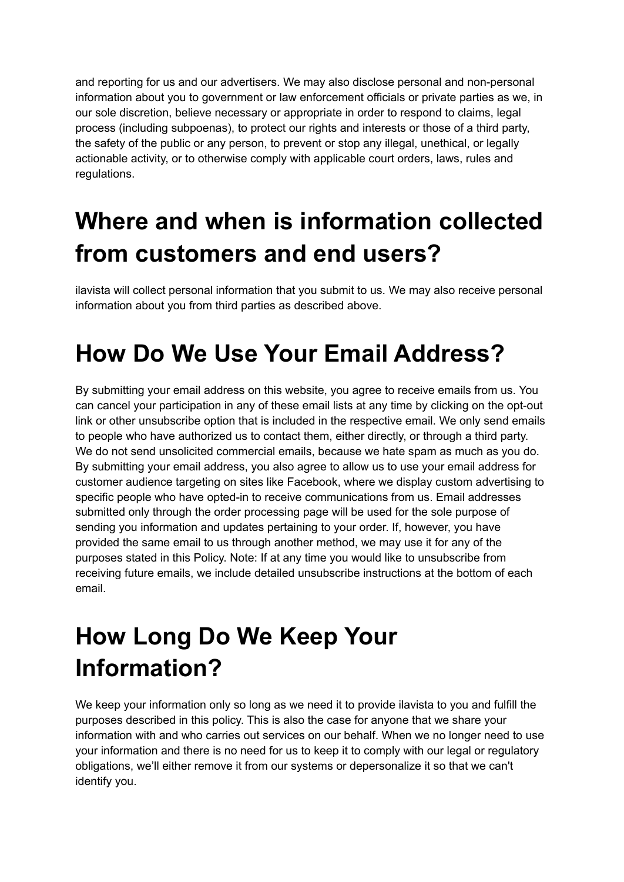and reporting for us and our advertisers. We may also disclose personal and non-personal information about you to government or law enforcement officials or private parties as we, in our sole discretion, believe necessary or appropriate in order to respond to claims, legal process (including subpoenas), to protect our rights and interests or those of a third party, the safety of the public or any person, to prevent or stop any illegal, unethical, or legally actionable activity, or to otherwise comply with applicable court orders, laws, rules and regulations.

# Where and when is information collected from customers and end users?

ilavista will collect personal information that you submit to us. We may also receive personal information about you from third parties as described above.

# How Do We Use Your Email Address?

By submitting your email address on this website, you agree to receive emails from us. You can cancel your participation in any of these email lists at any time by clicking on the opt-out link or other unsubscribe option that is included in the respective email. We only send emails to people who have authorized us to contact them, either directly, or through a third party. We do not send unsolicited commercial emails, because we hate spam as much as you do. By submitting your email address, you also agree to allow us to use your email address for customer audience targeting on sites like Facebook, where we display custom advertising to specific people who have opted-in to receive communications from us. Email addresses submitted only through the order processing page will be used for the sole purpose of sending you information and updates pertaining to your order. If, however, you have provided the same email to us through another method, we may use it for any of the purposes stated in this Policy. Note: If at any time you would like to unsubscribe from receiving future emails, we include detailed unsubscribe instructions at the bottom of each email.

# How Long Do We Keep Your Information?

We keep your information only so long as we need it to provide ilavista to you and fulfill the purposes described in this policy. This is also the case for anyone that we share your information with and who carries out services on our behalf. When we no longer need to use your information and there is no need for us to keep it to comply with our legal or regulatory obligations, we'll either remove it from our systems or depersonalize it so that we can't identify you.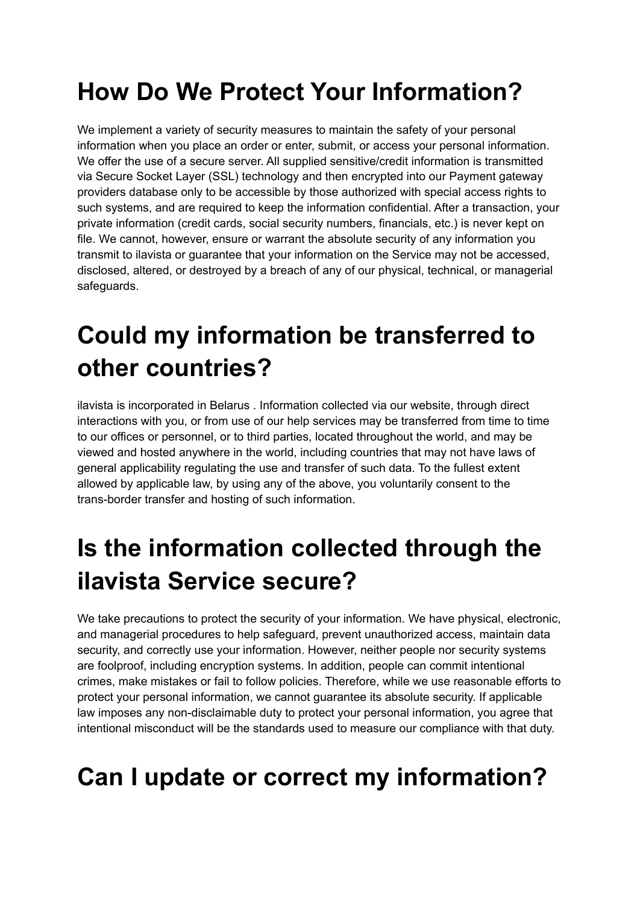# How Do We Protect Your Information?

We implement a variety of security measures to maintain the safety of your personal information when you place an order or enter, submit, or access your personal information. We offer the use of a secure server. All supplied sensitive/credit information is transmitted via Secure Socket Layer (SSL) technology and then encrypted into our Payment gateway providers database only to be accessible by those authorized with special access rights to such systems, and are required to keep the information confidential. After a transaction, your private information (credit cards, social security numbers, financials, etc.) is never kept on file. We cannot, however, ensure or warrant the absolute security of any information you transmit to ilavista or guarantee that your information on the Service may not be accessed, disclosed, altered, or destroyed by a breach of any of our physical, technical, or managerial safeguards.

# Could my information be transferred to other countries?

ilavista is incorporated in Belarus . Information collected via our website, through direct interactions with you, or from use of our help services may be transferred from time to time to our offices or personnel, or to third parties, located throughout the world, and may be viewed and hosted anywhere in the world, including countries that may not have laws of general applicability regulating the use and transfer of such data. To the fullest extent allowed by applicable law, by using any of the above, you voluntarily consent to the trans-border transfer and hosting of such information.

# Is the information collected through the ilavista Service secure?

We take precautions to protect the security of your information. We have physical, electronic, and managerial procedures to help safeguard, prevent unauthorized access, maintain data security, and correctly use your information. However, neither people nor security systems are foolproof, including encryption systems. In addition, people can commit intentional crimes, make mistakes or fail to follow policies. Therefore, while we use reasonable efforts to protect your personal information, we cannot guarantee its absolute security. If applicable law imposes any non-disclaimable duty to protect your personal information, you agree that intentional misconduct will be the standards used to measure our compliance with that duty.

# Can I update or correct my information?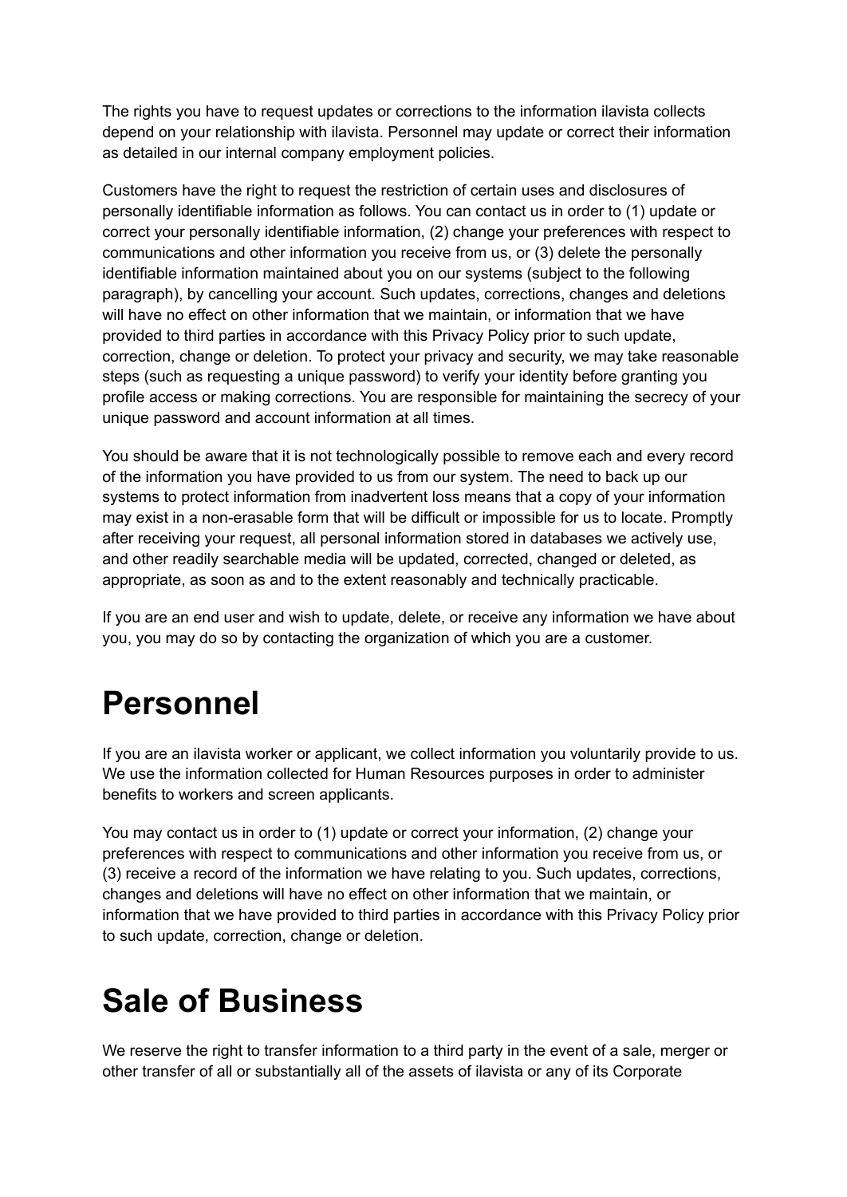The rights you have to request updates or corrections to the information ilavista collects depend on your relationship with ilavista. Personnel may update or correct their information as detailed in our internal company employment policies.

Customers have the right to request the restriction of certain uses and disclosures of personally identifiable information as follows. You can contact us in order to (1) update or correct your personally identifiable information, (2) change your preferences with respect to communications and other information you receive from us, or (3) delete the personally identifiable information maintained about you on our systems (subject to the following paragraph), by cancelling your account. Such updates, corrections, changes and deletions will have no effect on other information that we maintain, or information that we have provided to third parties in accordance with this Privacy Policy prior to such update, correction, change or deletion. To protect your privacy and security, we may take reasonable steps (such as requesting a unique password) to verify your identity before granting you profile access or making corrections. You are responsible for maintaining the secrecy of your unique password and account information at all times.

You should be aware that it is not technologically possible to remove each and every record of the information you have provided to us from our system. The need to back up our systems to protect information from inadvertent loss means that a copy of your information may exist in a non-erasable form that will be difficult or impossible for us to locate. Promptly after receiving your request, all personal information stored in databases we actively use, and other readily searchable media will be updated, corrected, changed or deleted, as appropriate, as soon as and to the extent reasonably and technically practicable.

If you are an end user and wish to update, delete, or receive any information we have about you, you may do so by contacting the organization of which you are a customer.

# Personnel

If you are an ilavista worker or applicant, we collect information you voluntarily provide to us. We use the information collected for Human Resources purposes in order to administer benefits to workers and screen applicants.

You may contact us in order to (1) update or correct your information, (2) change your preferences with respect to communications and other information you receive from us, or (3) receive a record of the information we have relating to you. Such updates, corrections, changes and deletions will have no effect on other information that we maintain, or information that we have provided to third parties in accordance with this Privacy Policy prior to such update, correction, change or deletion.

# Sale of Business

We reserve the right to transfer information to a third party in the event of a sale, merger or other transfer of all or substantially all of the assets of ilavista or any of its Corporate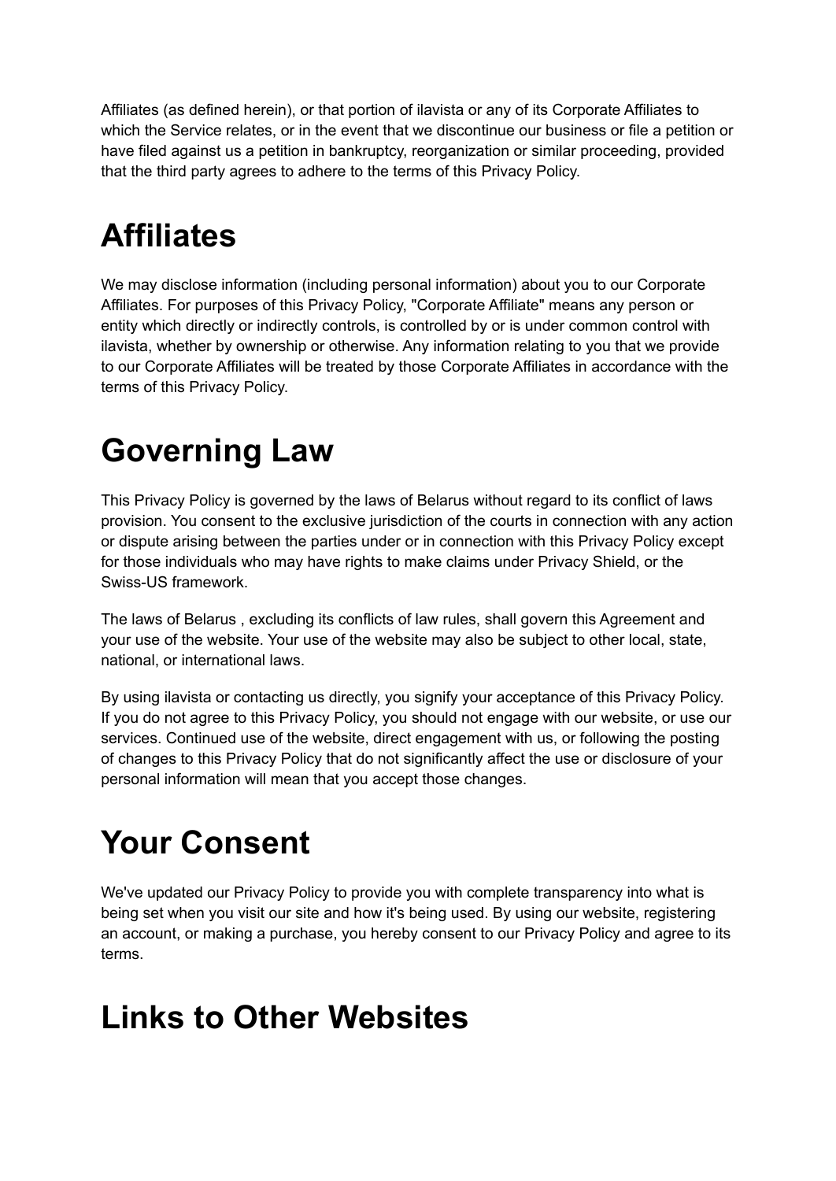Affiliates (as defined herein), or that portion of ilavista or any of its Corporate Affiliates to which the Service relates, or in the event that we discontinue our business or file a petition or have filed against us a petition in bankruptcy, reorganization or similar proceeding, provided that the third party agrees to adhere to the terms of this Privacy Policy.

# Affiliates

We may disclose information (including personal information) about you to our Corporate Affiliates. For purposes of this Privacy Policy, "Corporate Affiliate" means any person or entity which directly or indirectly controls, is controlled by or is under common control with ilavista, whether by ownership or otherwise. Any information relating to you that we provide to our Corporate Affiliates will be treated by those Corporate Affiliates in accordance with the terms of this Privacy Policy.

# Governing Law

This Privacy Policy is governed by the laws of Belarus without regard to its conflict of laws provision. You consent to the exclusive jurisdiction of the courts in connection with any action or dispute arising between the parties under or in connection with this Privacy Policy except for those individuals who may have rights to make claims under Privacy Shield, or the Swiss-US framework.

The laws of Belarus , excluding its conflicts of law rules, shall govern this Agreement and your use of the website. Your use of the website may also be subject to other local, state, national, or international laws.

By using ilavista or contacting us directly, you signify your acceptance of this Privacy Policy. If you do not agree to this Privacy Policy, you should not engage with our website, or use our services. Continued use of the website, direct engagement with us, or following the posting of changes to this Privacy Policy that do not significantly affect the use or disclosure of your personal information will mean that you accept those changes.

# Your Consent

We've updated our Privacy Policy to provide you with complete transparency into what is being set when you visit our site and how it's being used. By using our website, registering an account, or making a purchase, you hereby consent to our Privacy Policy and agree to its terms.

# Links to Other Websites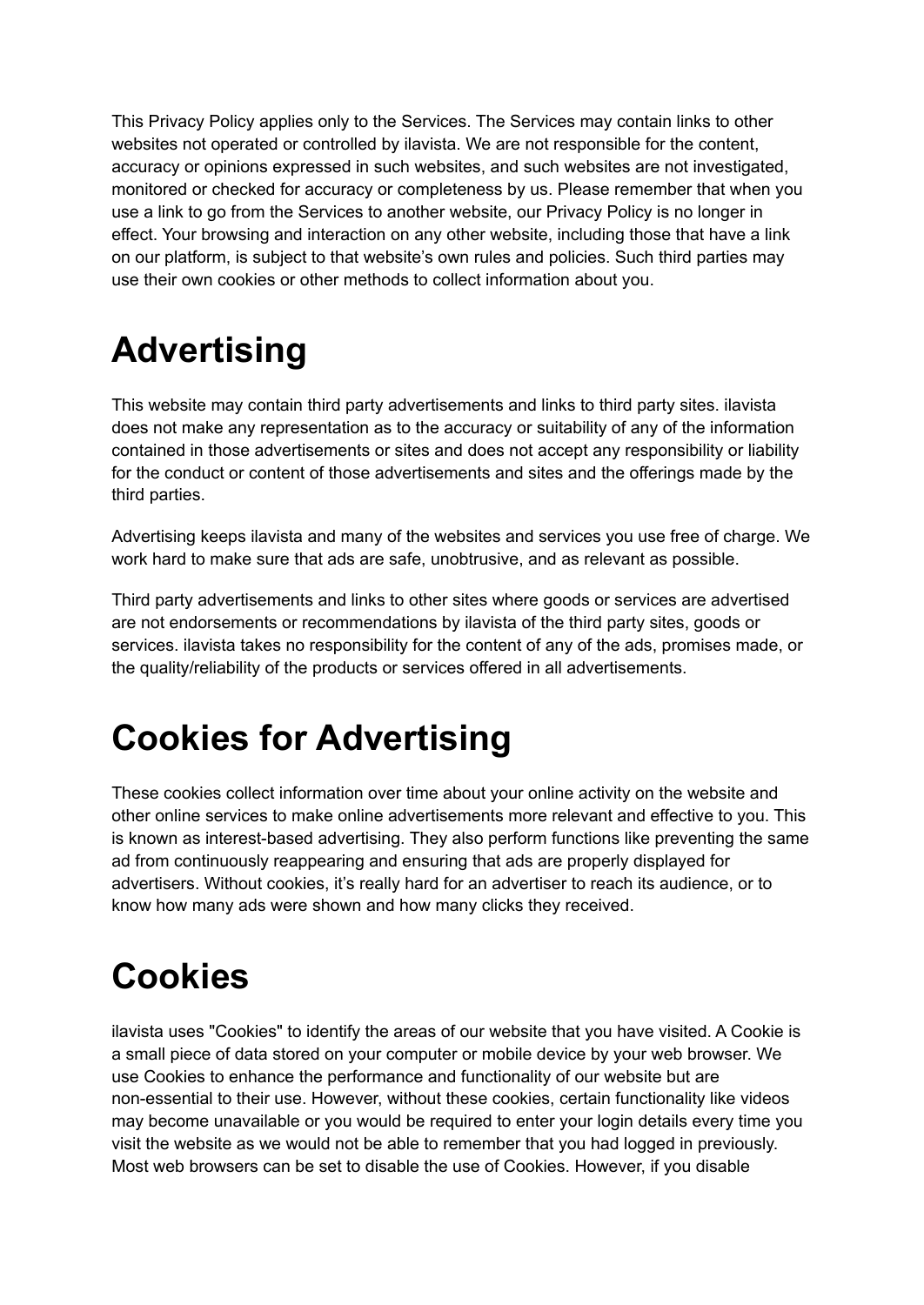This Privacy Policy applies only to the Services. The Services may contain links to other websites not operated or controlled by ilavista. We are not responsible for the content, accuracy or opinions expressed in such websites, and such websites are not investigated, monitored or checked for accuracy or completeness by us. Please remember that when you use a link to go from the Services to another website, our Privacy Policy is no longer in effect. Your browsing and interaction on any other website, including those that have a link on our platform, is subject to that website's own rules and policies. Such third parties may use their own cookies or other methods to collect information about you.

# Advertising

This website may contain third party advertisements and links to third party sites. ilavista does not make any representation as to the accuracy or suitability of any of the information contained in those advertisements or sites and does not accept any responsibility or liability for the conduct or content of those advertisements and sites and the offerings made by the third parties.

Advertising keeps ilavista and many of the websites and services you use free of charge. We work hard to make sure that ads are safe, unobtrusive, and as relevant as possible.

Third party advertisements and links to other sites where goods or services are advertised are not endorsements or recommendations by ilavista of the third party sites, goods or services. ilavista takes no responsibility for the content of any of the ads, promises made, or the quality/reliability of the products or services offered in all advertisements.

# Cookies for Advertising

These cookies collect information over time about your online activity on the website and other online services to make online advertisements more relevant and effective to you. This is known as interest-based advertising. They also perform functions like preventing the same ad from continuously reappearing and ensuring that ads are properly displayed for advertisers. Without cookies, it's really hard for an advertiser to reach its audience, or to know how many ads were shown and how many clicks they received.

# Cookies

ilavista uses "Cookies" to identify the areas of our website that you have visited. A Cookie is a small piece of data stored on your computer or mobile device by your web browser. We use Cookies to enhance the performance and functionality of our website but are non-essential to their use. However, without these cookies, certain functionality like videos may become unavailable or you would be required to enter your login details every time you visit the website as we would not be able to remember that you had logged in previously. Most web browsers can be set to disable the use of Cookies. However, if you disable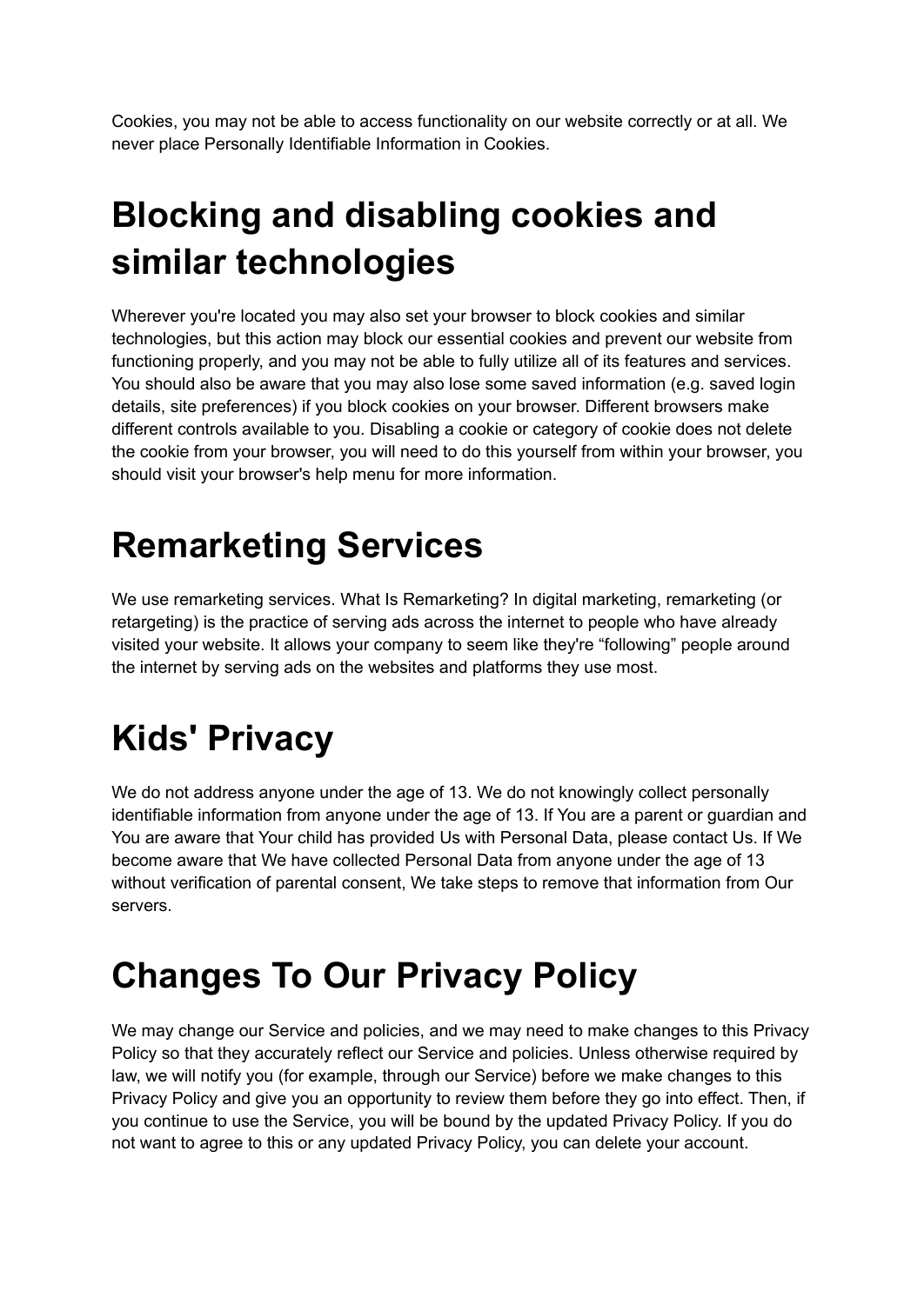Cookies, you may not be able to access functionality on our website correctly or at all. We never place Personally Identifiable Information in Cookies.

# Blocking and disabling cookies and similar technologies

Wherever you're located you may also set your browser to block cookies and similar technologies, but this action may block our essential cookies and prevent our website from functioning properly, and you may not be able to fully utilize all of its features and services. You should also be aware that you may also lose some saved information (e.g. saved login details, site preferences) if you block cookies on your browser. Different browsers make different controls available to you. Disabling a cookie or category of cookie does not delete the cookie from your browser, you will need to do this yourself from within your browser, you should visit your browser's help menu for more information.

# Remarketing Services

We use remarketing services. What Is Remarketing? In digital marketing, remarketing (or retargeting) is the practice of serving ads across the internet to people who have already visited your website. It allows your company to seem like they're “following” people around the internet by serving ads on the websites and platforms they use most.

# Kids' Privacy

We do not address anyone under the age of 13. We do not knowingly collect personally identifiable information from anyone under the age of 13. If You are a parent or guardian and You are aware that Your child has provided Us with Personal Data, please contact Us. If We become aware that We have collected Personal Data from anyone under the age of 13 without verification of parental consent, We take steps to remove that information from Our servers.

# Changes To Our Privacy Policy

We may change our Service and policies, and we may need to make changes to this Privacy Policy so that they accurately reflect our Service and policies. Unless otherwise required by law, we will notify you (for example, through our Service) before we make changes to this Privacy Policy and give you an opportunity to review them before they go into effect. Then, if you continue to use the Service, you will be bound by the updated Privacy Policy. If you do not want to agree to this or any updated Privacy Policy, you can delete your account.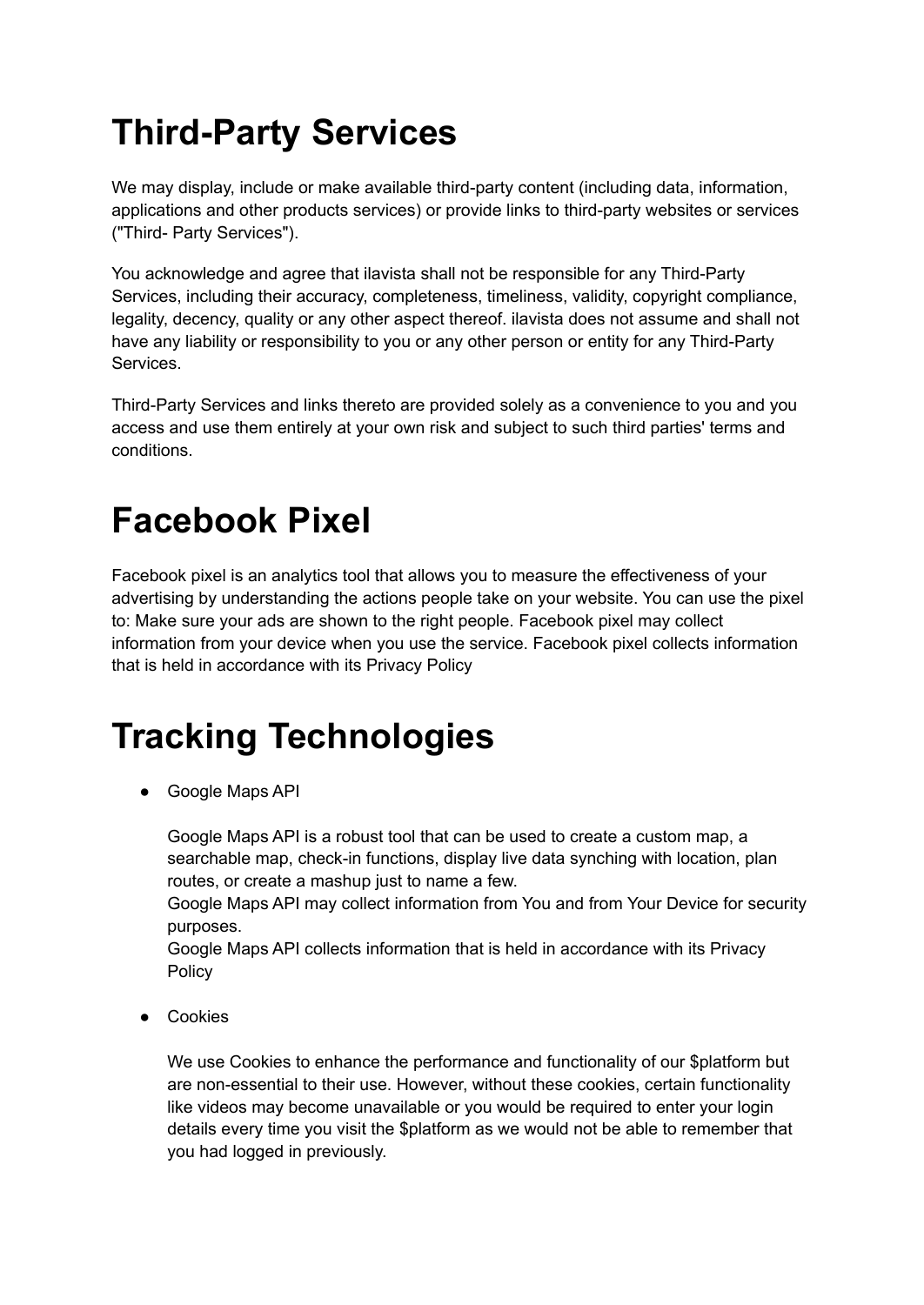# Third-Party Services

We may display, include or make available third-party content (including data, information, applications and other products services) or provide links to third-party websites or services ("Third- Party Services").

You acknowledge and agree that ilavista shall not be responsible for any Third-Party Services, including their accuracy, completeness, timeliness, validity, copyright compliance, legality, decency, quality or any other aspect thereof. ilavista does not assume and shall not have any liability or responsibility to you or any other person or entity for any Third-Party Services.

Third-Party Services and links thereto are provided solely as a convenience to you and you access and use them entirely at your own risk and subject to such third parties' terms and conditions.

# Facebook Pixel

Facebook pixel is an analytics tool that allows you to measure the effectiveness of your advertising by understanding the actions people take on your website. You can use the pixel to: Make sure your ads are shown to the right people. Facebook pixel may collect information from your device when you use the service. Facebook pixel collects information that is held in accordance with its Privacy Policy

# Tracking Technologies

- Google Maps API

  Google Maps API is a robust tool that can be used to create a custom map, a searchable map, check-in functions, display live data synching with location, plan routes, or create a mashup just to name a few.
  Google Maps API may collect information from You and from Your Device for security purposes.
  Google Maps API collects information that is held in accordance with its Privacy Policy

- Cookies

  We use Cookies to enhance the performance and functionality of our $platform but are non-essential to their use. However, without these cookies, certain functionality like videos may become unavailable or you would be required to enter your login details every time you visit the $platform as we would not be able to remember that you had logged in previously.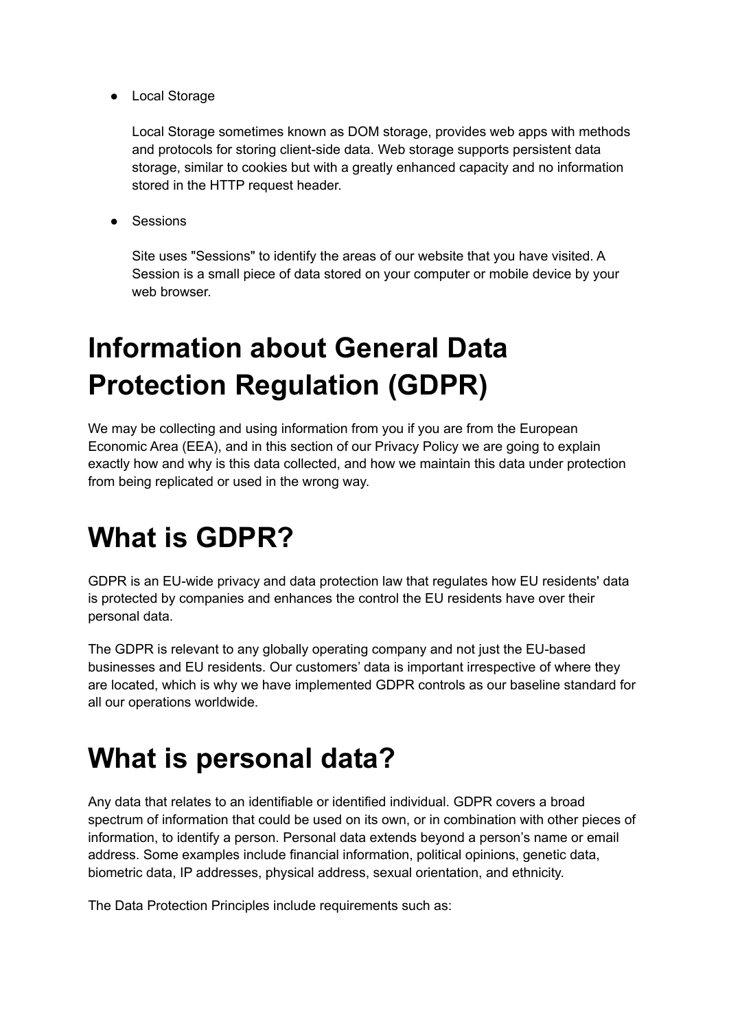- Local Storage

  Local Storage sometimes known as DOM storage, provides web apps with methods and protocols for storing client-side data. Web storage supports persistent data storage, similar to cookies but with a greatly enhanced capacity and no information stored in the HTTP request header.

- Sessions

  Site uses "Sessions" to identify the areas of our website that you have visited. A Session is a small piece of data stored on your computer or mobile device by your web browser.

# Information about General Data Protection Regulation (GDPR)

We may be collecting and using information from you if you are from the European Economic Area (EEA), and in this section of our Privacy Policy we are going to explain exactly how and why is this data collected, and how we maintain this data under protection from being replicated or used in the wrong way.

# What is GDPR?

GDPR is an EU-wide privacy and data protection law that regulates how EU residents' data is protected by companies and enhances the control the EU residents have over their personal data.

The GDPR is relevant to any globally operating company and not just the EU-based businesses and EU residents. Our customers' data is important irrespective of where they are located, which is why we have implemented GDPR controls as our baseline standard for all our operations worldwide.

# What is personal data?

Any data that relates to an identifiable or identified individual. GDPR covers a broad spectrum of information that could be used on its own, or in combination with other pieces of information, to identify a person. Personal data extends beyond a person's name or email address. Some examples include financial information, political opinions, genetic data, biometric data, IP addresses, physical address, sexual orientation, and ethnicity.

The Data Protection Principles include requirements such as: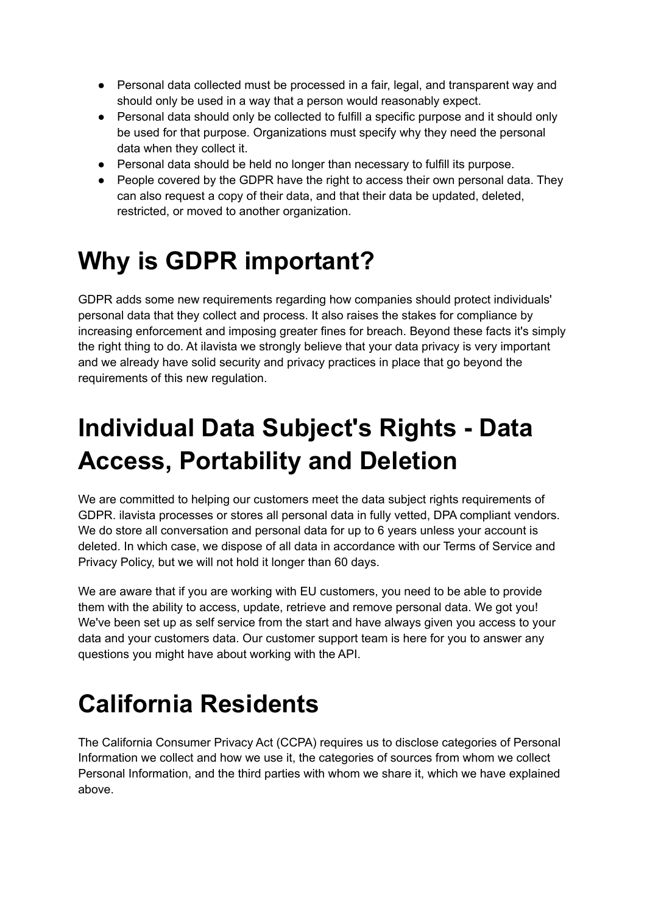- Personal data collected must be processed in a fair, legal, and transparent way and should only be used in a way that a person would reasonably expect.
- Personal data should only be collected to fulfill a specific purpose and it should only be used for that purpose. Organizations must specify why they need the personal data when they collect it.
- Personal data should be held no longer than necessary to fulfill its purpose.
- People covered by the GDPR have the right to access their own personal data. They can also request a copy of their data, and that their data be updated, deleted, restricted, or moved to another organization.

# Why is GDPR important?

GDPR adds some new requirements regarding how companies should protect individuals' personal data that they collect and process. It also raises the stakes for compliance by increasing enforcement and imposing greater fines for breach. Beyond these facts it's simply the right thing to do. At ilavista we strongly believe that your data privacy is very important and we already have solid security and privacy practices in place that go beyond the requirements of this new regulation.

# Individual Data Subject's Rights - Data Access, Portability and Deletion

We are committed to helping our customers meet the data subject rights requirements of GDPR. ilavista processes or stores all personal data in fully vetted, DPA compliant vendors. We do store all conversation and personal data for up to 6 years unless your account is deleted. In which case, we dispose of all data in accordance with our Terms of Service and Privacy Policy, but we will not hold it longer than 60 days.

We are aware that if you are working with EU customers, you need to be able to provide them with the ability to access, update, retrieve and remove personal data. We got you! We've been set up as self service from the start and have always given you access to your data and your customers data. Our customer support team is here for you to answer any questions you might have about working with the API.

# California Residents

The California Consumer Privacy Act (CCPA) requires us to disclose categories of Personal Information we collect and how we use it, the categories of sources from whom we collect Personal Information, and the third parties with whom we share it, which we have explained above.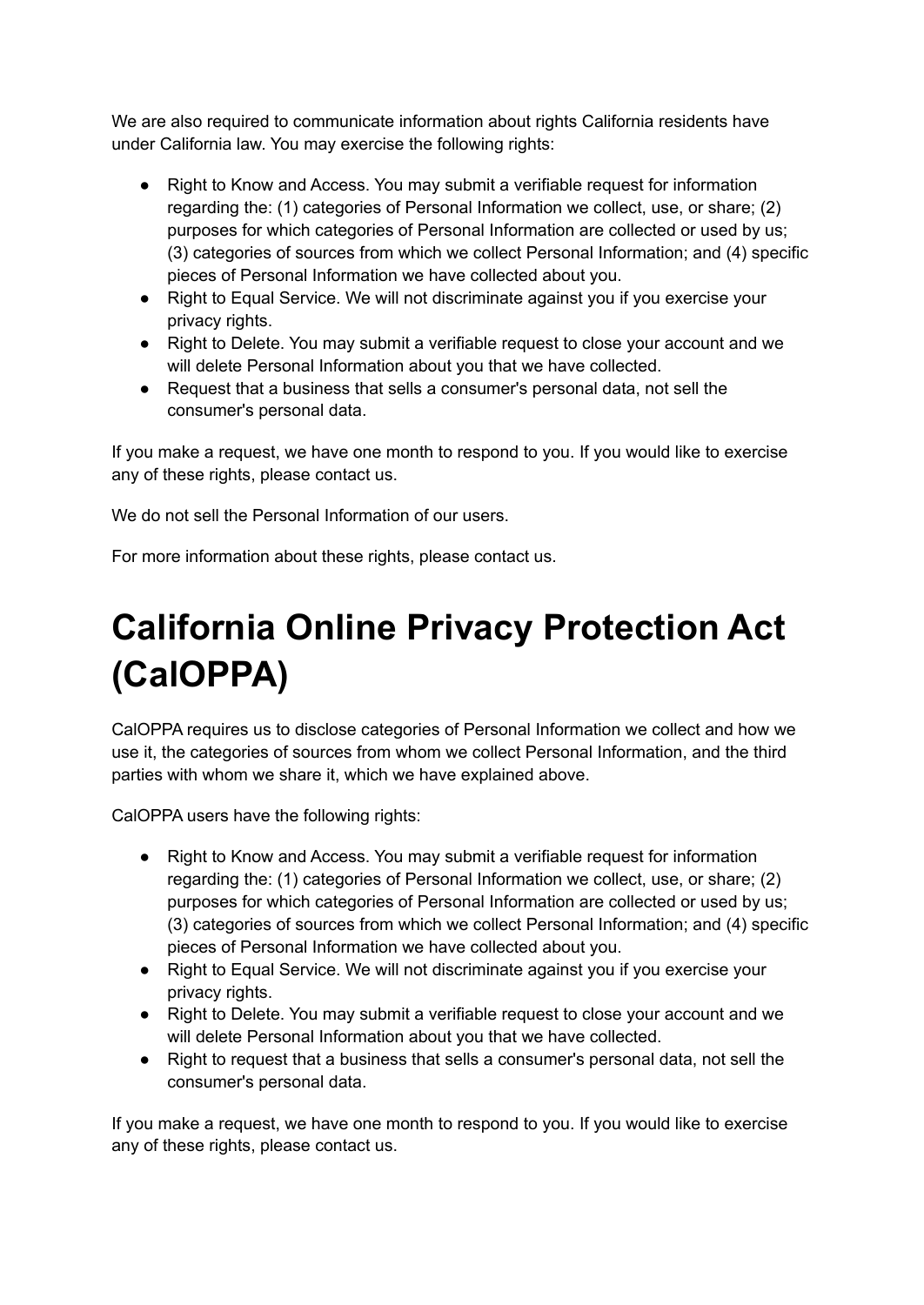We are also required to communicate information about rights California residents have under California law. You may exercise the following rights:

- Right to Know and Access. You may submit a verifiable request for information regarding the: (1) categories of Personal Information we collect, use, or share; (2) purposes for which categories of Personal Information are collected or used by us; (3) categories of sources from which we collect Personal Information; and (4) specific pieces of Personal Information we have collected about you.
- Right to Equal Service. We will not discriminate against you if you exercise your privacy rights.
- Right to Delete. You may submit a verifiable request to close your account and we will delete Personal Information about you that we have collected.
- Request that a business that sells a consumer's personal data, not sell the consumer's personal data.

If you make a request, we have one month to respond to you. If you would like to exercise any of these rights, please contact us.

We do not sell the Personal Information of our users.

For more information about these rights, please contact us.

# California Online Privacy Protection Act (CalOPPA)

CalOPPA requires us to disclose categories of Personal Information we collect and how we use it, the categories of sources from whom we collect Personal Information, and the third parties with whom we share it, which we have explained above.

CalOPPA users have the following rights:

- Right to Know and Access. You may submit a verifiable request for information regarding the: (1) categories of Personal Information we collect, use, or share; (2) purposes for which categories of Personal Information are collected or used by us; (3) categories of sources from which we collect Personal Information; and (4) specific pieces of Personal Information we have collected about you.
- Right to Equal Service. We will not discriminate against you if you exercise your privacy rights.
- Right to Delete. You may submit a verifiable request to close your account and we will delete Personal Information about you that we have collected.
- Right to request that a business that sells a consumer's personal data, not sell the consumer's personal data.

If you make a request, we have one month to respond to you. If you would like to exercise any of these rights, please contact us.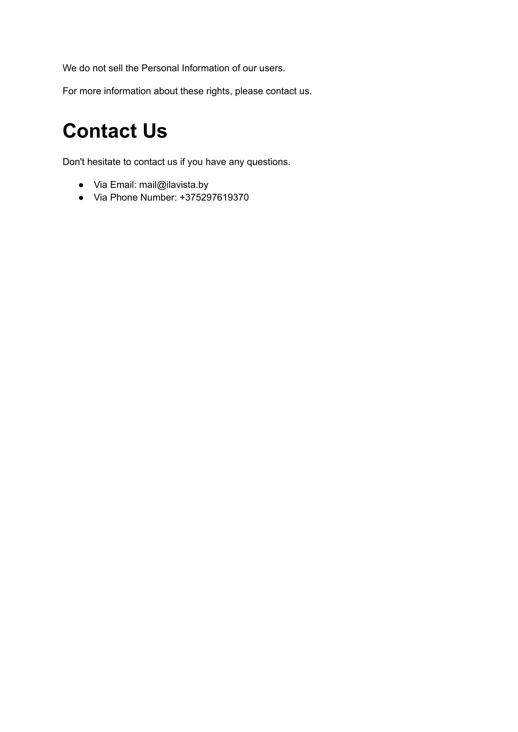We do not sell the Personal Information of our users.

For more information about these rights, please contact us.

# Contact Us

Don't hesitate to contact us if you have any questions.

- Via Email: mail@ilavista.by
- Via Phone Number: +375297619370